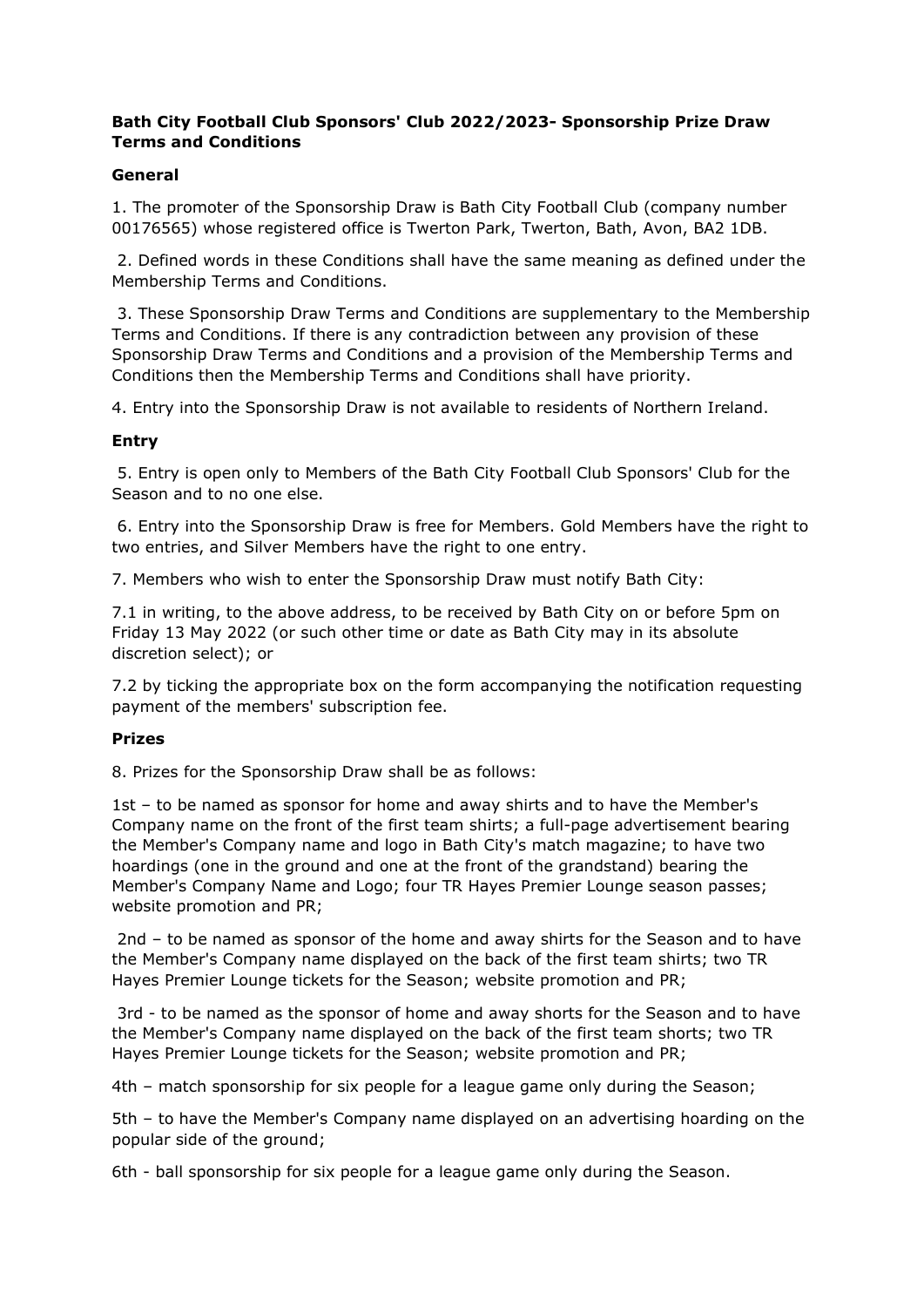**Bath City Football Club Sponsors' Club 2022/2023- Sponsorship Prize Draw Terms and Conditions**

**General**

1. The promoter of the Sponsorship Draw is Bath City Football Club (company number 00176565) whose registered office is Twerton Park, Twerton, Bath, Avon, BA2 1DB.

2. Defined words in these Conditions shall have the same meaning as defined under the Membership Terms and Conditions.

3. These Sponsorship Draw Terms and Conditions are supplementary to the Membership Terms and Conditions. If there is any contradiction between any provision of these Sponsorship Draw Terms and Conditions and a provision of the Membership Terms and Conditions then the Membership Terms and Conditions shall have priority.

4. Entry into the Sponsorship Draw is not available to residents of Northern Ireland.

**Entry**

5. Entry is open only to Members of the Bath City Football Club Sponsors' Club for the Season and to no one else.

6. Entry into the Sponsorship Draw is free for Members. Gold Members have the right to two entries, and Silver Members have the right to one entry.

7. Members who wish to enter the Sponsorship Draw must notify Bath City:

7.1 in writing, to the above address, to be received by Bath City on or before 5pm on Friday 13 May 2022 (or such other time or date as Bath City may in its absolute discretion select); or

7.2 by ticking the appropriate box on the form accompanying the notification requesting payment of the members' subscription fee.

**Prizes**

8. Prizes for the Sponsorship Draw shall be as follows:

1st – to be named as sponsor for home and away shirts and to have the Member's Company name on the front of the first team shirts; a full-page advertisement bearing the Member's Company name and logo in Bath City's match magazine; to have two hoardings (one in the ground and one at the front of the grandstand) bearing the Member's Company Name and Logo; four TR Hayes Premier Lounge season passes; website promotion and PR;

2nd – to be named as sponsor of the home and away shirts for the Season and to have the Member's Company name displayed on the back of the first team shirts; two TR Hayes Premier Lounge tickets for the Season; website promotion and PR;

3rd - to be named as the sponsor of home and away shorts for the Season and to have the Member's Company name displayed on the back of the first team shorts; two TR Hayes Premier Lounge tickets for the Season; website promotion and PR;

4th – match sponsorship for six people for a league game only during the Season;

5th – to have the Member's Company name displayed on an advertising hoarding on the popular side of the ground;

6th - ball sponsorship for six people for a league game only during the Season.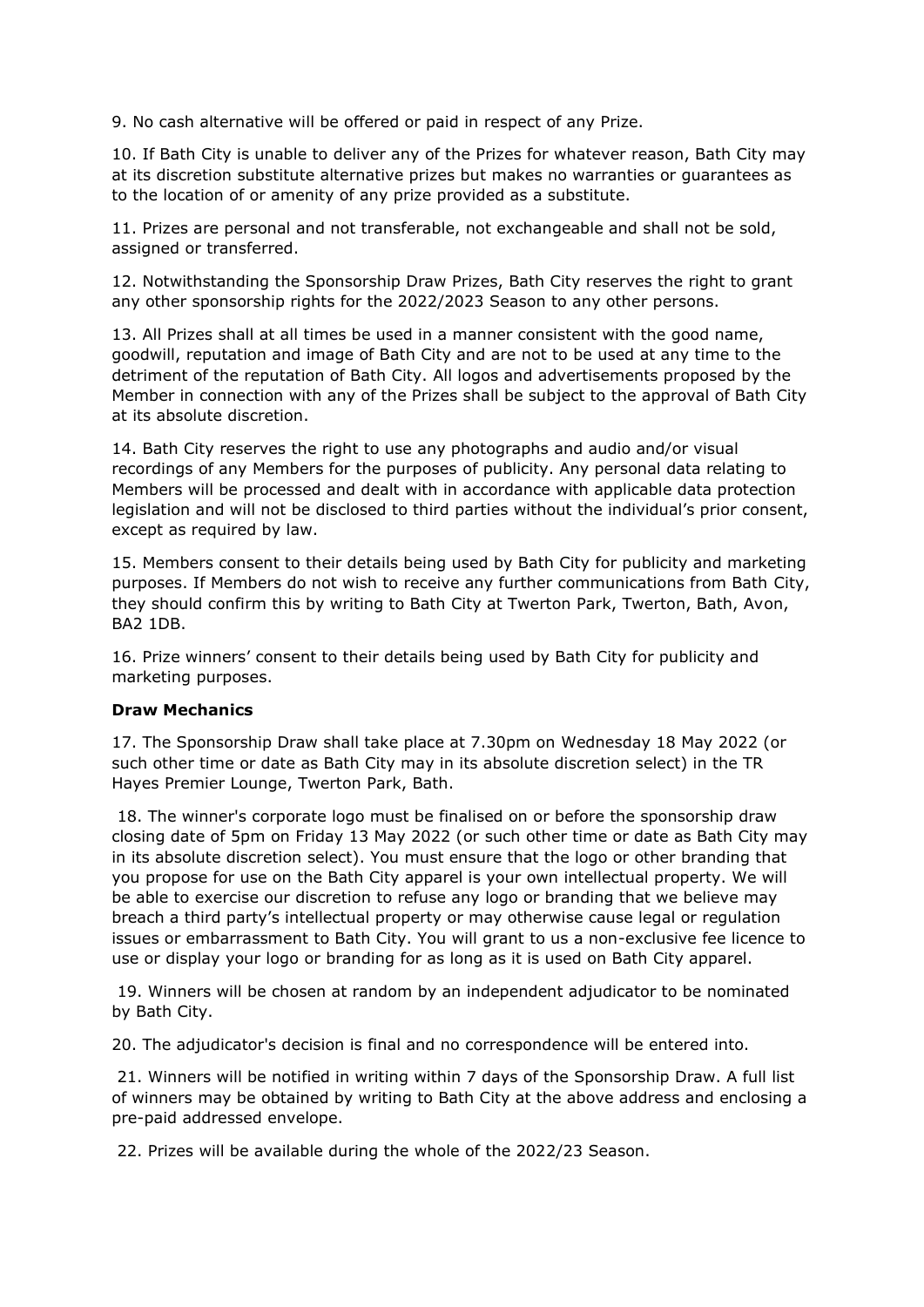9. No cash alternative will be offered or paid in respect of any Prize.

10. If Bath City is unable to deliver any of the Prizes for whatever reason, Bath City may at its discretion substitute alternative prizes but makes no warranties or guarantees as to the location of or amenity of any prize provided as a substitute.

11. Prizes are personal and not transferable, not exchangeable and shall not be sold, assigned or transferred.

12. Notwithstanding the Sponsorship Draw Prizes, Bath City reserves the right to grant any other sponsorship rights for the 2022/2023 Season to any other persons.

13. All Prizes shall at all times be used in a manner consistent with the good name, goodwill, reputation and image of Bath City and are not to be used at any time to the detriment of the reputation of Bath City. All logos and advertisements proposed by the Member in connection with any of the Prizes shall be subject to the approval of Bath City at its absolute discretion.

14. Bath City reserves the right to use any photographs and audio and/or visual recordings of any Members for the purposes of publicity. Any personal data relating to Members will be processed and dealt with in accordance with applicable data protection legislation and will not be disclosed to third parties without the individual's prior consent, except as required by law.

15. Members consent to their details being used by Bath City for publicity and marketing purposes. If Members do not wish to receive any further communications from Bath City, they should confirm this by writing to Bath City at Twerton Park, Twerton, Bath, Avon, BA2 1DB.

16. Prize winners' consent to their details being used by Bath City for publicity and marketing purposes.

**Draw Mechanics**

17. The Sponsorship Draw shall take place at 7.30pm on Wednesday 18 May 2022 (or such other time or date as Bath City may in its absolute discretion select) in the TR Hayes Premier Lounge, Twerton Park, Bath.

18. The winner's corporate logo must be finalised on or before the sponsorship draw closing date of 5pm on Friday 13 May 2022 (or such other time or date as Bath City may in its absolute discretion select). You must ensure that the logo or other branding that you propose for use on the Bath City apparel is your own intellectual property. We will be able to exercise our discretion to refuse any logo or branding that we believe may breach a third party's intellectual property or may otherwise cause legal or regulation issues or embarrassment to Bath City. You will grant to us a non-exclusive fee licence to use or display your logo or branding for as long as it is used on Bath City apparel.

19. Winners will be chosen at random by an independent adjudicator to be nominated by Bath City.

20. The adjudicator's decision is final and no correspondence will be entered into.

21. Winners will be notified in writing within 7 days of the Sponsorship Draw. A full list of winners may be obtained by writing to Bath City at the above address and enclosing a pre-paid addressed envelope.

22. Prizes will be available during the whole of the 2022/23 Season.